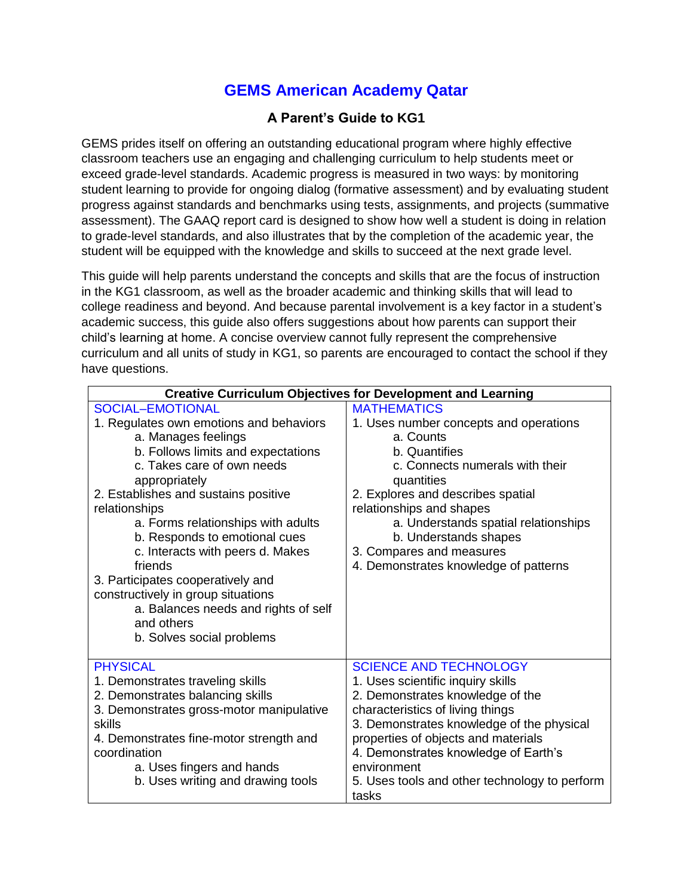# GEMS American Academy Qatar

## A Parent's Guide to KG1

GEMS prides itself on offering an outstanding educational program where highly effective classroom teachers use an engaging and challenging curriculum to help students meet or exceed grade-level standards. Academic progress is measured in two ways: by monitoring student learning to provide for ongoing dialog (formative assessment) and by evaluating student progress against standards and benchmarks using tests, assignments, and projects (summative assessment). The GAAQ report card is designed to show how well a student is doing in relation to grade-level standards, and also illustrates that by the completion of the academic year, the student will be equipped with the knowledge and skills to succeed at the next grade level.

This guide will help parents understand the concepts and skills that are the focus of instruction in the KG1 classroom, as well as the broader academic and thinking skills that will lead to college readiness and beyond. And because parental involvement is a key factor in a student's academic success, this guide also offers suggestions about how parents can support their child's learning at home. A concise overview cannot fully represent the comprehensive curriculum and all units of study in KG1, so parents are encouraged to contact the school if they have questions.

| Creative Curriculum Objectives for Development and Learning | |
|---|---|
| SOCIAL–EMOTIONAL<br>1. Regulates own emotions and behaviors<br>a. Manages feelings<br>b. Follows limits and expectations<br>c. Takes care of own needs appropriately<br>2. Establishes and sustains positive relationships<br>a. Forms relationships with adults<br>b. Responds to emotional cues<br>c. Interacts with peers d. Makes friends<br>3. Participates cooperatively and constructively in group situations<br>a. Balances needs and rights of self and others<br>b. Solves social problems | MATHEMATICS<br>1. Uses number concepts and operations<br>a. Counts<br>b. Quantifies<br>c. Connects numerals with their quantities<br>2. Explores and describes spatial relationships and shapes<br>a. Understands spatial relationships<br>b. Understands shapes<br>3. Compares and measures<br>4. Demonstrates knowledge of patterns |
| PHYSICAL<br>1. Demonstrates traveling skills<br>2. Demonstrates balancing skills<br>3. Demonstrates gross-motor manipulative skills<br>4. Demonstrates fine-motor strength and coordination<br>a. Uses fingers and hands<br>b. Uses writing and drawing tools | SCIENCE AND TECHNOLOGY<br>1. Uses scientific inquiry skills<br>2. Demonstrates knowledge of the characteristics of living things<br>3. Demonstrates knowledge of the physical properties of objects and materials<br>4. Demonstrates knowledge of Earth's environment<br>5. Uses tools and other technology to perform tasks |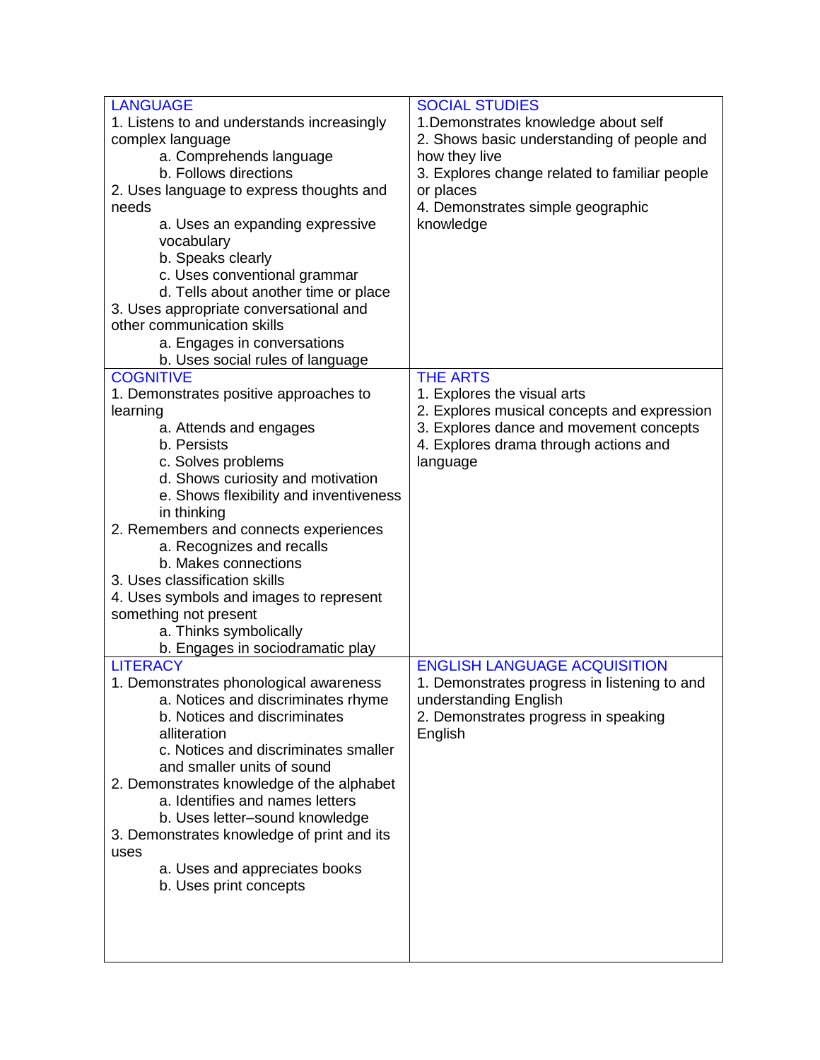| LANGUAGE | SOCIAL STUDIES |
|---|---|
| 1. Listens to and understands increasingly complex language<br>a. Comprehends language<br>b. Follows directions<br>2. Uses language to express thoughts and needs<br>a. Uses an expanding expressive vocabulary<br>b. Speaks clearly<br>c. Uses conventional grammar<br>d. Tells about another time or place<br>3. Uses appropriate conversational and other communication skills<br>a. Engages in conversations<br>b. Uses social rules of language | 1.Demonstrates knowledge about self<br>2. Shows basic understanding of people and how they live<br>3. Explores change related to familiar people or places<br>4. Demonstrates simple geographic knowledge |
| **COGNITIVE** | **THE ARTS** |
| 1. Demonstrates positive approaches to learning<br>a. Attends and engages<br>b. Persists<br>c. Solves problems<br>d. Shows curiosity and motivation<br>e. Shows flexibility and inventiveness in thinking<br>2. Remembers and connects experiences<br>a. Recognizes and recalls<br>b. Makes connections<br>3. Uses classification skills<br>4. Uses symbols and images to represent something not present<br>a. Thinks symbolically<br>b. Engages in sociodramatic play | 1. Explores the visual arts<br>2. Explores musical concepts and expression<br>3. Explores dance and movement concepts<br>4. Explores drama through actions and language |
| **LITERACY** | **ENGLISH LANGUAGE ACQUISITION** |
| 1. Demonstrates phonological awareness<br>a. Notices and discriminates rhyme<br>b. Notices and discriminates alliteration<br>c. Notices and discriminates smaller and smaller units of sound<br>2. Demonstrates knowledge of the alphabet<br>a. Identifies and names letters<br>b. Uses letter–sound knowledge<br>3. Demonstrates knowledge of print and its uses<br>a. Uses and appreciates books<br>b. Uses print concepts | 1. Demonstrates progress in listening to and understanding English<br>2. Demonstrates progress in speaking English |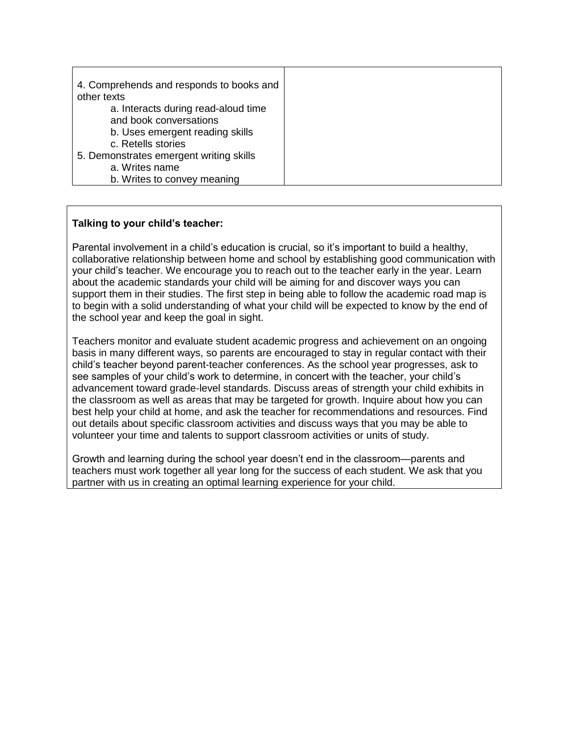| | |
|---|---|
| 4. Comprehends and responds to books and other texts<br>a. Interacts during read-aloud time and book conversations<br>b. Uses emergent reading skills<br>c. Retells stories<br>5. Demonstrates emergent writing skills<br>a. Writes name<br>b. Writes to convey meaning | |

**Talking to your child's teacher:**

Parental involvement in a child's education is crucial, so it's important to build a healthy, collaborative relationship between home and school by establishing good communication with your child's teacher. We encourage you to reach out to the teacher early in the year. Learn about the academic standards your child will be aiming for and discover ways you can support them in their studies. The first step in being able to follow the academic road map is to begin with a solid understanding of what your child will be expected to know by the end of the school year and keep the goal in sight.

Teachers monitor and evaluate student academic progress and achievement on an ongoing basis in many different ways, so parents are encouraged to stay in regular contact with their child's teacher beyond parent-teacher conferences. As the school year progresses, ask to see samples of your child's work to determine, in concert with the teacher, your child's advancement toward grade-level standards. Discuss areas of strength your child exhibits in the classroom as well as areas that may be targeted for growth. Inquire about how you can best help your child at home, and ask the teacher for recommendations and resources. Find out details about specific classroom activities and discuss ways that you may be able to volunteer your time and talents to support classroom activities or units of study.

Growth and learning during the school year doesn't end in the classroom—parents and teachers must work together all year long for the success of each student. We ask that you partner with us in creating an optimal learning experience for your child.